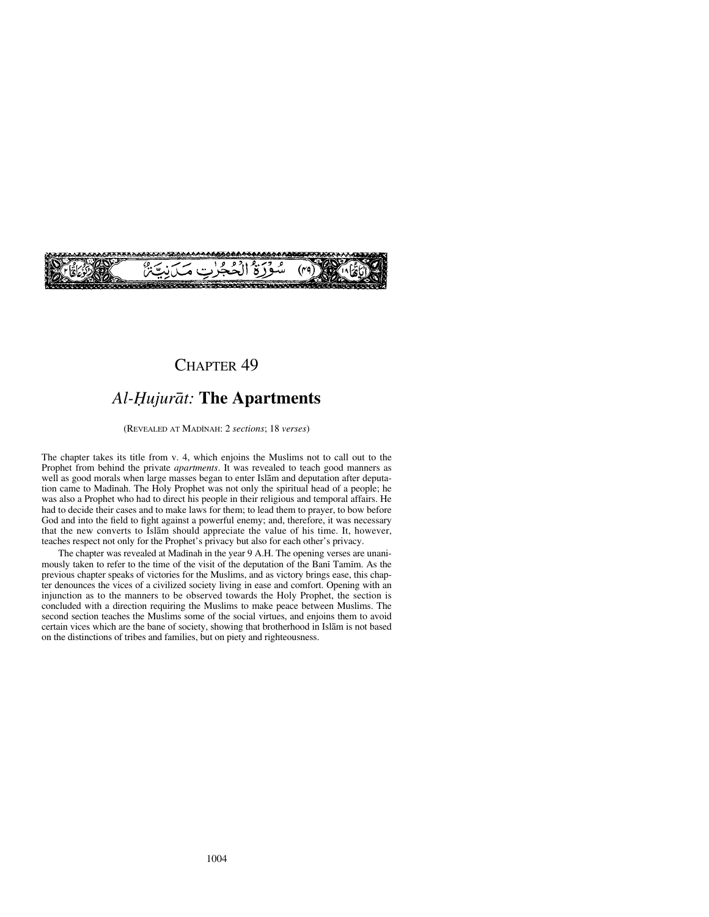سُورَةُ الْحُجُرٰتِ مَدَنِيَّةٌ (٤٩)

# Chapter 49

## *Al-Ḥujurāt:* The Apartments

(Revealed at Madīnah: 2 *sections*; 18 *verses*)

The chapter takes its title from v. 4, which enjoins the Muslims not to call out to the Prophet from behind the private *apartments*. It was revealed to teach good manners as well as good morals when large masses began to enter Islām and deputation after deputation came to Madīnah. The Holy Prophet was not only the spiritual head of a people; he was also a Prophet who had to direct his people in their religious and temporal affairs. He had to decide their cases and to make laws for them; to lead them to prayer, to bow before God and into the field to fight against a powerful enemy; and, therefore, it was necessary that the new converts to Islām should appreciate the value of his time. It, however, teaches respect not only for the Prophet's privacy but also for each other's privacy.

The chapter was revealed at Madīnah in the year 9 A.H. The opening verses are unanimously taken to refer to the time of the visit of the deputation of the Banī Tamīm. As the previous chapter speaks of victories for the Muslims, and as victory brings ease, this chapter denounces the vices of a civilized society living in ease and comfort. Opening with an injunction as to the manners to be observed towards the Holy Prophet, the section is concluded with a direction requiring the Muslims to make peace between Muslims. The second section teaches the Muslims some of the social virtues, and enjoins them to avoid certain vices which are the bane of society, showing that brotherhood in Islām is not based on the distinctions of tribes and families, but on piety and righteousness.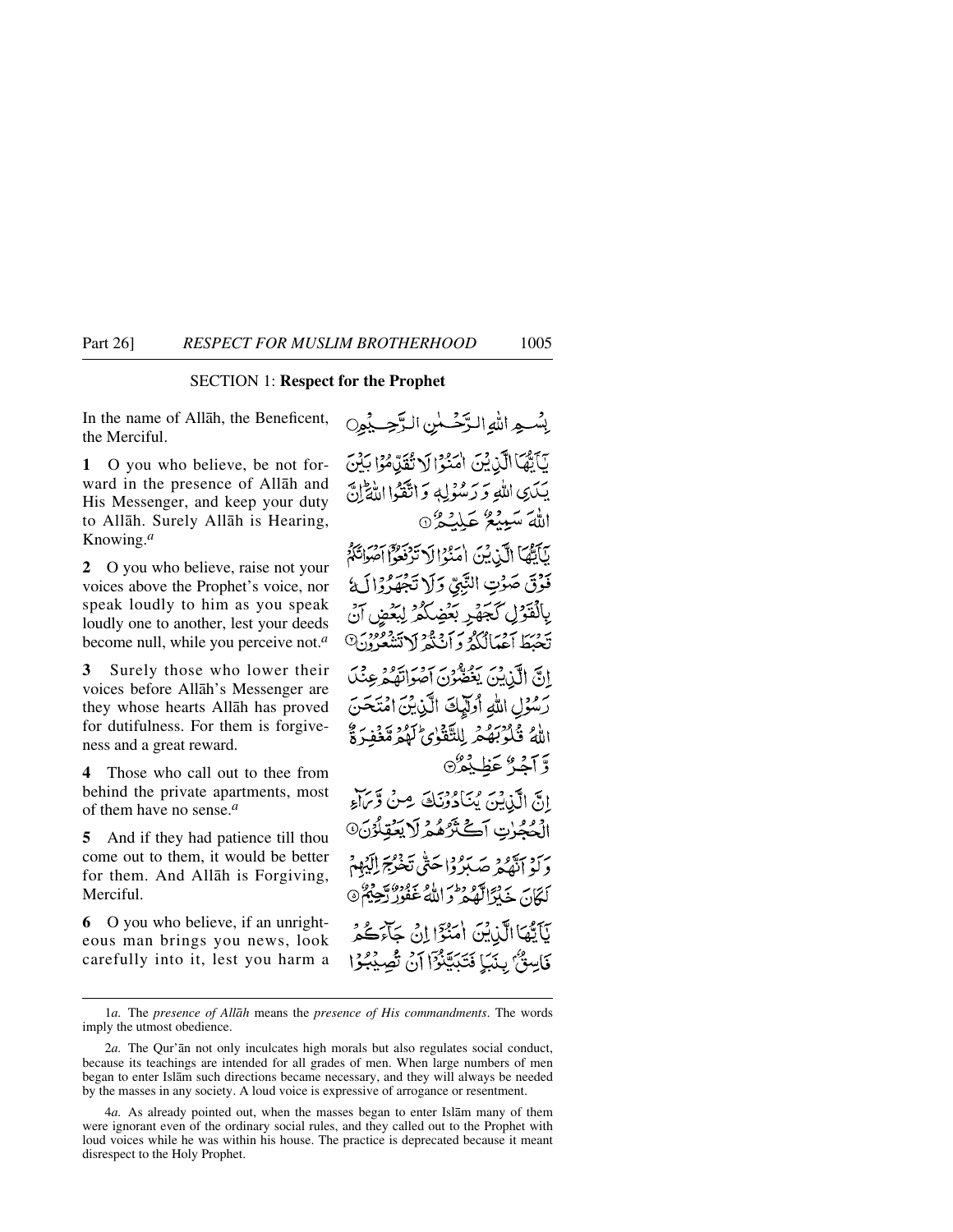## SECTION 1: **Respect for the Prophet**

In the name of Allāh, the Beneficent, the Merciful.

بِسْمِ اللّٰهِ الرَّحْمٰنِ الرَّحِيْمِ ○

**1** O you who believe, be not forward in the presence of Allāh and His Messenger, and keep your duty to Allāh. Surely Allāh is Hearing, Knowing.[a]

يٰٓاَيُّهَا الَّذِيْنَ اٰمَنُوْا لَا تُقَدِّمُوْا بَيْنَ يَدَيِ اللّٰهِ وَ رَسُوْلِهٖ وَ اتَّقُوا اللّٰهَ ؕ اِنَّ اللّٰهَ سَمِيْعٌ عَلِيْمٌ ۝۱

**2** O you who believe, raise not your voices above the Prophet's voice, nor speak loudly to him as you speak loudly one to another, lest your deeds become null, while you perceive not.[a]

يٰٓاَيُّهَا الَّذِيْنَ اٰمَنُوْا لَا تَرْفَعُوْٓا اَصْوَاتَكُمْ فَوْقَ صَوْتِ النَّبِيِّ وَ لَا تَجْهَرُوْا لَهٗ بِالْقَوْلِ كَجَهْرِ بَعْضِكُمْ لِبَعْضٍ اَنْ تَحْبَطَ اَعْمَالُكُمْ وَ اَنْتُمْ لَا تَشْعُرُوْنَ ۝۲

**3** Surely those who lower their voices before Allāh's Messenger are they whose hearts Allāh has proved for dutifulness. For them is forgiveness and a great reward.

اِنَّ الَّذِيْنَ يَغُضُّوْنَ اَصْوَاتَهُمْ عِنْدَ رَسُوْلِ اللّٰهِ اُولٰٓئِكَ الَّذِيْنَ امْتَحَنَ اللّٰهُ قُلُوْبَهُمْ لِلتَّقْوٰى ؕ لَهُمْ مَّغْفِرَةٌ وَّ اَجْرٌ عَظِيْمٌ ۝۳

**4** Those who call out to thee from behind the private apartments, most of them have no sense.[a]

اِنَّ الَّذِيْنَ يُنَادُوْنَكَ مِنْ وَّرَآءِ الْحُجُرٰتِ اَكْثَرُهُمْ لَا يَعْقِلُوْنَ ۝۴

**5** And if they had patience till thou come out to them, it would be better for them. And Allāh is Forgiving, Merciful.

وَ لَوْ اَنَّهُمْ صَبَرُوْا حَتّٰى تَخْرُجَ اِلَيْهِمْ لَكَانَ خَيْرًا لَّهُمْ ؕ وَ اللّٰهُ غَفُوْرٌ رَّحِيْمٌ ۝۵

**6** O you who believe, if an unrighteous man brings you news, look carefully into it, lest you harm a

يٰٓاَيُّهَا الَّذِيْنَ اٰمَنُوْٓا اِنْ جَآءَكُمْ فَاسِقٌۢ بِنَبَاٍ فَتَبَيَّنُوْٓا اَنْ تُصِيْبُوْا

---

1*a.* The *presence of Allāh* means the *presence of His commandments*. The words imply the utmost obedience.

2*a.* The Qur'ān not only inculcates high morals but also regulates social conduct, because its teachings are intended for all grades of men. When large numbers of men began to enter Islām such directions became necessary, and they will always be needed by the masses in any society. A loud voice is expressive of arrogance or resentment.

4*a.* As already pointed out, when the masses began to enter Islām many of them were ignorant even of the ordinary social rules, and they called out to the Prophet with loud voices while he was within his house. The practice is deprecated because it meant disrespect to the Holy Prophet.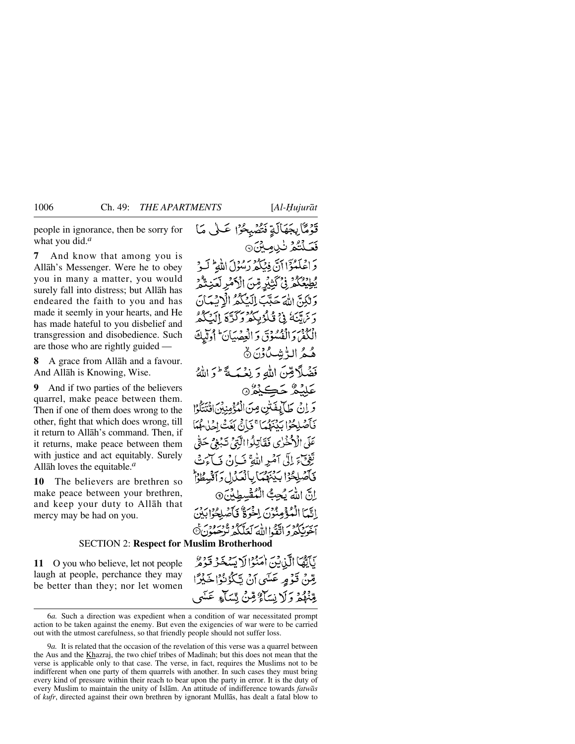people in ignorance, then be sorry for what you did.[a]

قَوْمًا بِجَهَالَةٍ فَتُصْبِحُوا عَلٰى مَا فَعَلْتُمْ نٰدِمِيْنَ ۝

**7** And know that among you is Allāh's Messenger. Were he to obey you in many a matter, you would surely fall into distress; but Allāh has endeared the faith to you and has made it seemly in your hearts, and He has made hateful to you disbelief and transgression and disobedience. Such are those who are rightly guided —

وَاعْلَمُوْٓا اَنَّ فِيْكُمْ رَسُوْلَ اللّٰهِ ؕ لَوْ يُطِيْعُكُمْ فِيْ كَثِيْرٍ مِّنَ الْاَمْرِ لَعَنِتُّمْ وَلٰكِنَّ اللّٰهَ حَبَّبَ اِلَيْكُمُ الْاِيْمَانَ وَزَيَّنَهٗ فِيْ قُلُوْبِكُمْ وَكَرَّهَ اِلَيْكُمُ الْكُفْرَ وَالْفُسُوْقَ وَالْعِصْيَانَ ؕ اُولٰٓئِكَ هُمُ الرّٰشِدُوْنَ ۝

**8** A grace from Allāh and a favour. And Allāh is Knowing, Wise.

فَضْلًا مِّنَ اللّٰهِ وَنِعْمَةً ؕ وَاللّٰهُ عَلِيْمٌ حَكِيْمٌ ۝

**9** And if two parties of the believers quarrel, make peace between them. Then if one of them does wrong to the other, fight that which does wrong, till it return to Allāh's command. Then, if it returns, make peace between them with justice and act equitably. Surely Allāh loves the equitable.[a]

وَاِنْ طَآئِفَتٰنِ مِنَ الْمُؤْمِنِيْنَ اقْتَتَلُوْا فَاَصْلِحُوْا بَيْنَهُمَا ۚ فَاِنْۢ بَغَتْ اِحْدٰىهُمَا عَلَى الْاُخْرٰى فَقَاتِلُوا الَّتِيْ تَبْغِيْ حَتّٰى تَفِيْٓءَ اِلٰٓى اَمْرِ اللّٰهِ ۚ فَاِنْ فَآءَتْ فَاَصْلِحُوْا بَيْنَهُمَا بِالْعَدْلِ وَاَقْسِطُوْا ؕ اِنَّ اللّٰهَ يُحِبُّ الْمُقْسِطِيْنَ ۝

**10** The believers are brethren so make peace between your brethren, and keep your duty to Allāh that mercy may be had on you.

اِنَّمَا الْمُؤْمِنُوْنَ اِخْوَةٌ فَاَصْلِحُوْا بَيْنَ اَخَوَيْكُمْ وَاتَّقُوا اللّٰهَ لَعَلَّكُمْ تُرْحَمُوْنَ ۝

## SECTION 2: Respect for Muslim Brotherhood

**11** O you who believe, let not people laugh at people, perchance they may be better than they; nor let women

يٰٓاَيُّهَا الَّذِيْنَ اٰمَنُوْا لَا يَسْخَرْ قَوْمٌ مِّنْ قَوْمٍ عَسٰٓى اَنْ يَّكُوْنُوْا خَيْرًا مِّنْهُمْ وَلَا نِسَآءٌ مِّنْ نِّسَآءٍ عَسٰٓى

---

6*a.* Such a direction was expedient when a condition of war necessitated prompt action to be taken against the enemy. But even the exigencies of war were to be carried out with the utmost carefulness, so that friendly people should not suffer loss.

9*a.* It is related that the occasion of the revelation of this verse was a quarrel between the Aus and the Khazraj, the two chief tribes of Madīnah; but this does not mean that the verse is applicable only to that case. The verse, in fact, requires the Muslims not to be indifferent when one party of them quarrels with another. In such cases they must bring every kind of pressure within their reach to bear upon the party in error. It is the duty of every Muslim to maintain the unity of Islām. An attitude of indifference towards *fatwās* of *kufr*, directed against their own brethren by ignorant Mullās, has dealt a fatal blow to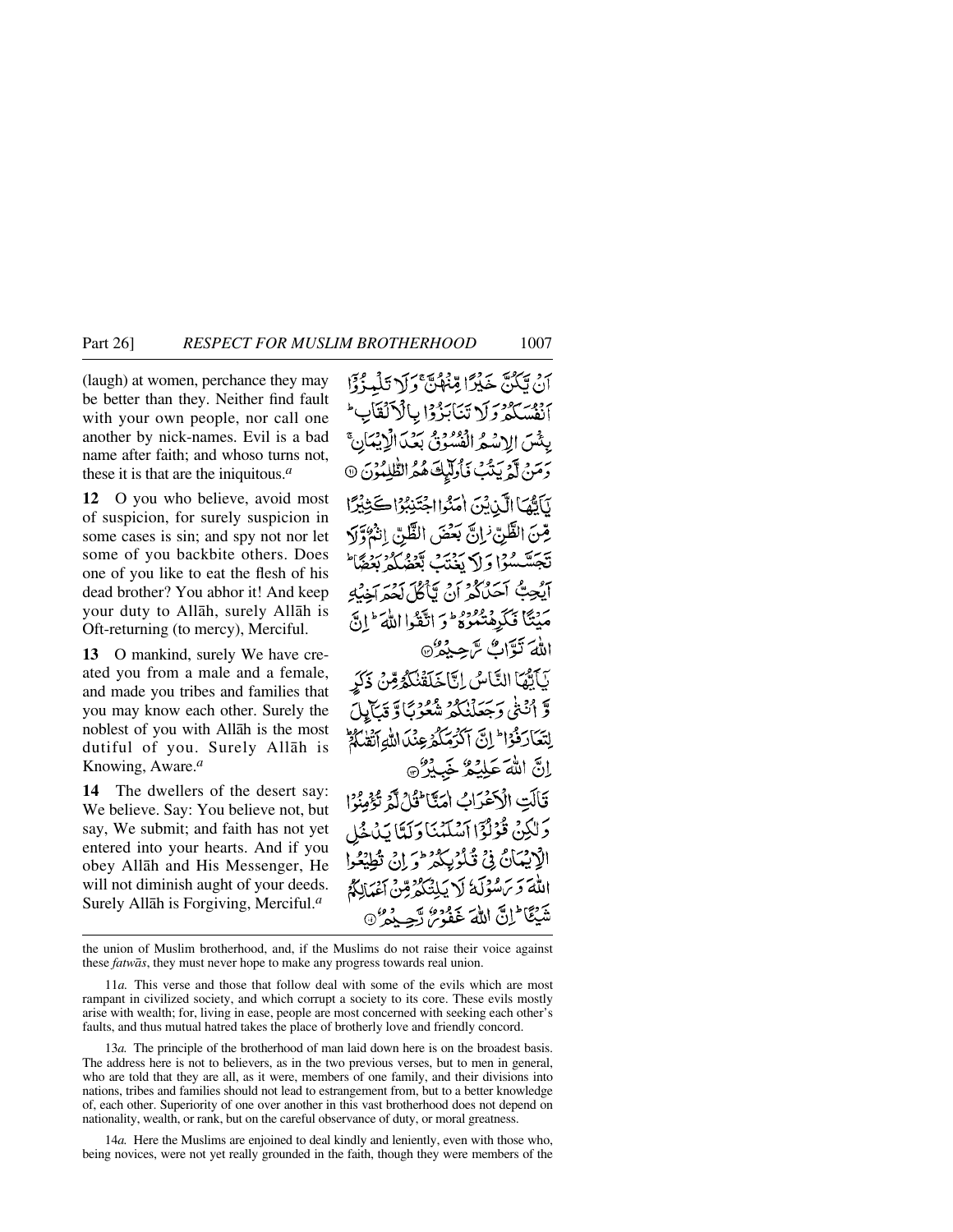(laugh) at women, perchance they may be better than they. Neither find fault with your own people, nor call one another by nick-names. Evil is a bad name after faith; and whoso turns not, these it is that are the iniquitous.[a]

أَنْ يَّكُنَّ خَيْرًا مِّنْهُنَّ ۚ وَلَا تَلْمِزُوْٓا أَنْفُسَكُمْ وَلَا تَنَابَزُوْا بِالْأَلْقَابِ ۖ بِئْسَ الِاسْمُ الْفُسُوْقُ بَعْدَ الْإِيْمَانِ ۚ وَمَنْ لَّمْ يَتُبْ فَأُولٰٓئِكَ هُمُ الظّٰلِمُوْنَ ﴿١١﴾

**12** O you who believe, avoid most of suspicion, for surely suspicion in some cases is sin; and spy not nor let some of you backbite others. Does one of you like to eat the flesh of his dead brother? You abhor it! And keep your duty to Allāh, surely Allāh is Oft-returning (to mercy), Merciful.

يٰٓأَيُّهَا الَّذِيْنَ اٰمَنُوا اجْتَنِبُوْا كَثِيْرًا مِّنَ الظَّنِّ ۖ إِنَّ بَعْضَ الظَّنِّ إِثْمٌ وَّلَا تَجَسَّسُوْا وَلَا يَغْتَبْ بَّعْضُكُمْ بَعْضًا ۚ أَيُحِبُّ أَحَدُكُمْ أَنْ يَّأْكُلَ لَحْمَ أَخِيْهِ مَيْتًا فَكَرِهْتُمُوْهُ ۚ وَاتَّقُوا اللّٰهَ ۚ إِنَّ اللّٰهَ تَوَّابٌ رَّحِيْمٌ ﴿١٢﴾

**13** O mankind, surely We have created you from a male and a female, and made you tribes and families that you may know each other. Surely the noblest of you with Allāh is the most dutiful of you. Surely Allāh is Knowing, Aware.[a]

يٰٓأَيُّهَا النَّاسُ إِنَّا خَلَقْنٰكُمْ مِّنْ ذَكَرٍ وَّأُنْثٰى وَجَعَلْنٰكُمْ شُعُوْبًا وَّقَبَآئِلَ لِتَعَارَفُوْا ۚ إِنَّ أَكْرَمَكُمْ عِنْدَ اللّٰهِ أَتْقٰىكُمْ ۚ إِنَّ اللّٰهَ عَلِيْمٌ خَبِيْرٌ ﴿١٣﴾

**14** The dwellers of the desert say: We believe. Say: You believe not, but say, We submit; and faith has not yet entered into your hearts. And if you obey Allāh and His Messenger, He will not diminish aught of your deeds. Surely Allāh is Forgiving, Merciful.[a]

قَالَتِ الْأَعْرَابُ اٰمَنَّا ۖ قُلْ لَّمْ تُؤْمِنُوْا وَلٰكِنْ قُوْلُوْٓا أَسْلَمْنَا وَلَمَّا يَدْخُلِ الْإِيْمَانُ فِيْ قُلُوْبِكُمْ ۖ وَإِنْ تُطِيْعُوا اللّٰهَ وَرَسُوْلَهٗ لَا يَلِتْكُمْ مِّنْ أَعْمَالِكُمْ شَيْئًا ۚ إِنَّ اللّٰهَ غَفُوْرٌ رَّحِيْمٌ ﴿١٤﴾

---

the union of Muslim brotherhood, and, if the Muslims do not raise their voice against these *fatwās*, they must never hope to make any progress towards real union.

11*a.* This verse and those that follow deal with some of the evils which are most rampant in civilized society, and which corrupt a society to its core. These evils mostly arise with wealth; for, living in ease, people are most concerned with seeking each other's faults, and thus mutual hatred takes the place of brotherly love and friendly concord.

13*a.* The principle of the brotherhood of man laid down here is on the broadest basis. The address here is not to believers, as in the two previous verses, but to men in general, who are told that they are all, as it were, members of one family, and their divisions into nations, tribes and families should not lead to estrangement from, but to a better knowledge of, each other. Superiority of one over another in this vast brotherhood does not depend on nationality, wealth, or rank, but on the careful observance of duty, or moral greatness.

14*a.* Here the Muslims are enjoined to deal kindly and leniently, even with those who, being novices, were not yet really grounded in the faith, though they were members of the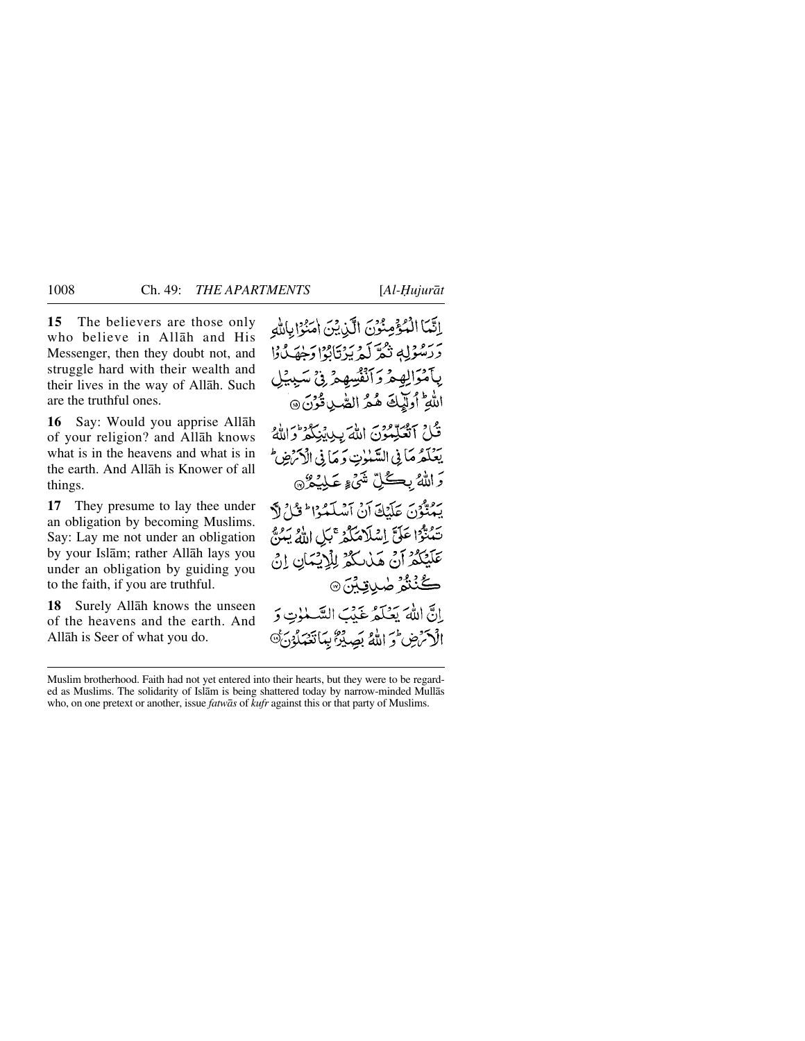**15** The believers are those only who believe in Allāh and His Messenger, then they doubt not, and struggle hard with their wealth and their lives in the way of Allāh. Such are the truthful ones.

إِنَّمَا الْمُؤْمِنُونَ الَّذِينَ آمَنُوا بِاللَّهِ وَرَسُولِهِ ثُمَّ لَمْ يَرْتَابُوا وَجَاهَدُوا بِأَمْوَالِهِمْ وَأَنْفُسِهِمْ فِي سَبِيلِ اللَّهِ ۚ أُولَٰئِكَ هُمُ الصَّادِقُونَ ﴿١٥﴾

**16** Say: Would you apprise Allāh of your religion? and Allāh knows what is in the heavens and what is in the earth. And Allāh is Knower of all things.

قُلْ أَتُعَلِّمُونَ اللَّهَ بِدِينِكُمْ وَاللَّهُ يَعْلَمُ مَا فِي السَّمَاوَاتِ وَمَا فِي الْأَرْضِ ۚ وَاللَّهُ بِكُلِّ شَيْءٍ عَلِيمٌ ﴿١٦﴾

**17** They presume to lay thee under an obligation by becoming Muslims. Say: Lay me not under an obligation by your Islām; rather Allāh lays you under an obligation by guiding you to the faith, if you are truthful.

يَمُنُّونَ عَلَيْكَ أَنْ أَسْلَمُوا ۖ قُلْ لَا تَمُنُّوا عَلَيَّ إِسْلَامَكُمْ ۖ بَلِ اللَّهُ يَمُنُّ عَلَيْكُمْ أَنْ هَدَاكُمْ لِلْإِيمَانِ إِنْ كُنْتُمْ صَادِقِينَ ﴿١٧﴾

**18** Surely Allāh knows the unseen of the heavens and the earth. And Allāh is Seer of what you do.

إِنَّ اللَّهَ يَعْلَمُ غَيْبَ السَّمَاوَاتِ وَالْأَرْضِ ۚ وَاللَّهُ بَصِيرٌ بِمَا تَعْمَلُونَ ﴿١٨﴾

---

Muslim brotherhood. Faith had not yet entered into their hearts, but they were to be regarded as Muslims. The solidarity of Islām is being shattered today by narrow-minded Mullās who, on one pretext or another, issue *fatwās* of *kufr* against this or that party of Muslims.